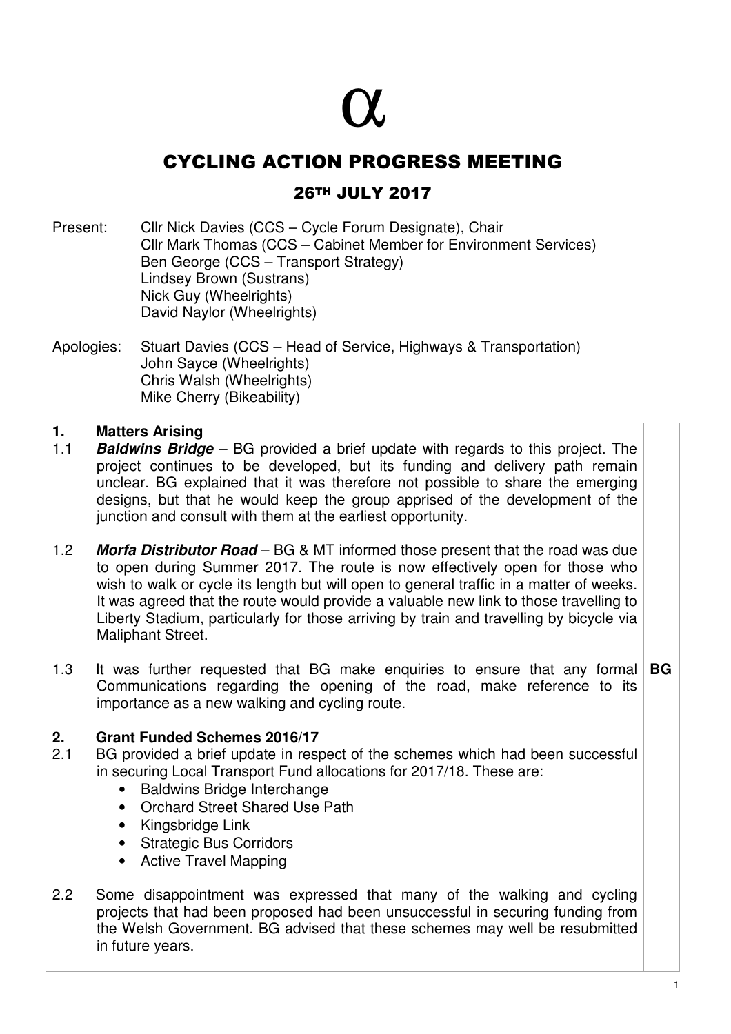$\alpha$

# CYCLING ACTION PROGRESS MEETING

## 26TH JULY 2017

Present: Cllr Nick Davies (CCS – Cycle Forum Designate), Chair
Cllr Mark Thomas (CCS – Cabinet Member for Environment Services)
Ben George (CCS – Transport Strategy)
Lindsey Brown (Sustrans)
Nick Guy (Wheelrights)
David Naylor (Wheelrights)

Apologies: Stuart Davies (CCS – Head of Service, Highways & Transportation)
John Sayce (Wheelrights)
Chris Walsh (Wheelrights)
Mike Cherry (Bikeability)

| | |
|---|---|
| **1. Matters Arising** | |
| 1.1 ***Baldwins Bridge*** – BG provided a brief update with regards to this project. The project continues to be developed, but its funding and delivery path remain unclear. BG explained that it was therefore not possible to share the emerging designs, but that he would keep the group apprised of the development of the junction and consult with them at the earliest opportunity. | |
| 1.2 ***Morfa Distributor Road*** – BG & MT informed those present that the road was due to open during Summer 2017. The route is now effectively open for those who wish to walk or cycle its length but will open to general traffic in a matter of weeks. It was agreed that the route would provide a valuable new link to those travelling to Liberty Stadium, particularly for those arriving by train and travelling by bicycle via Maliphant Street. | |
| 1.3 It was further requested that BG make enquiries to ensure that any formal Communications regarding the opening of the road, make reference to its importance as a new walking and cycling route. | **BG** |
| **2. Grant Funded Schemes 2016/17** | |
| 2.1 BG provided a brief update in respect of the schemes which had been successful in securing Local Transport Fund allocations for 2017/18. These are:<br>• Baldwins Bridge Interchange<br>• Orchard Street Shared Use Path<br>• Kingsbridge Link<br>• Strategic Bus Corridors<br>• Active Travel Mapping | |
| 2.2 Some disappointment was expressed that many of the walking and cycling projects that had been proposed had been unsuccessful in securing funding from the Welsh Government. BG advised that these schemes may well be resubmitted in future years. | |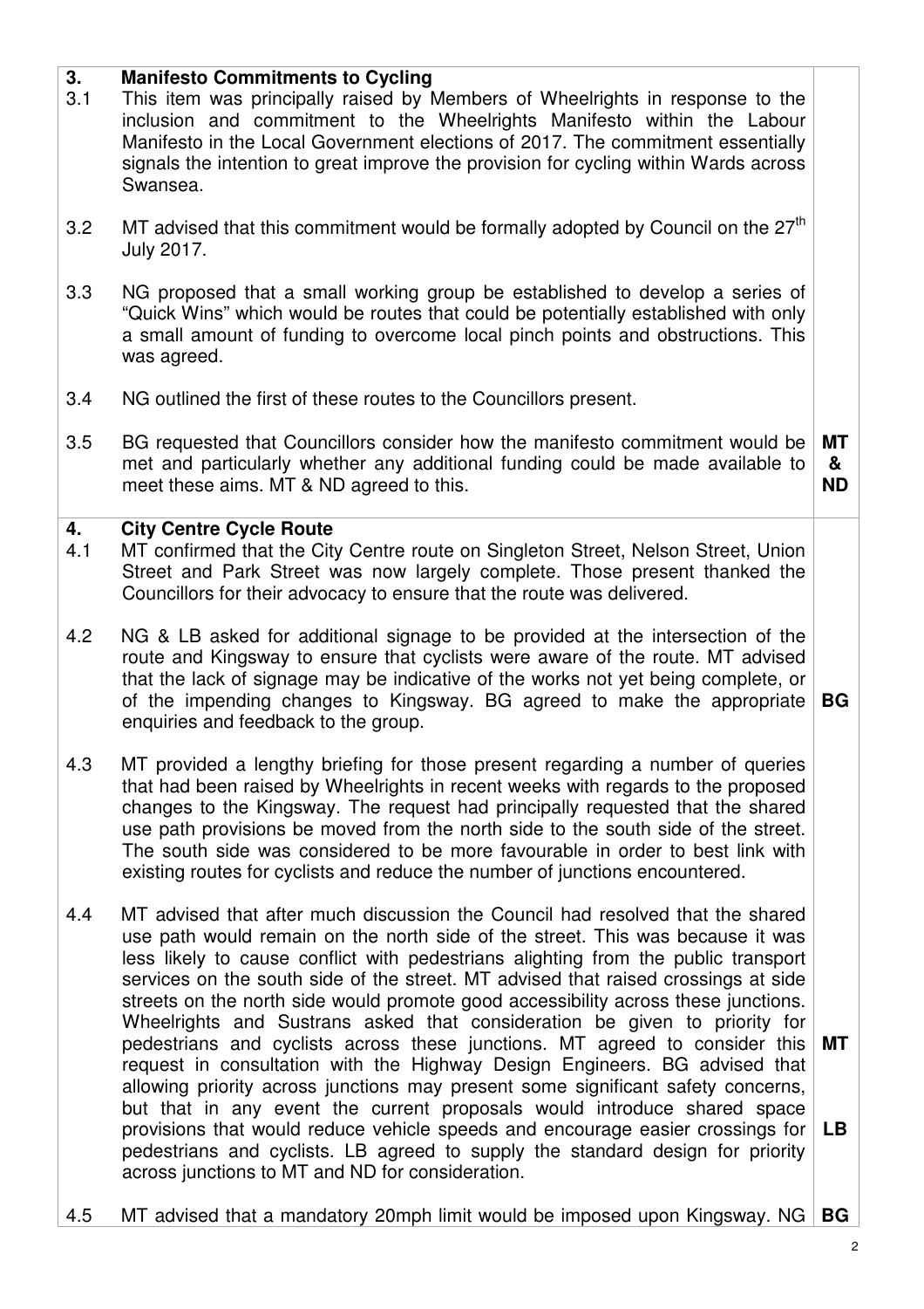| | | |
|---|---|---|
| **3.** | **Manifesto Commitments to Cycling** | |
| 3.1 | This item was principally raised by Members of Wheelrights in response to the inclusion and commitment to the Wheelrights Manifesto within the Labour Manifesto in the Local Government elections of 2017. The commitment essentially signals the intention to great improve the provision for cycling within Wards across Swansea. | |
| 3.2 | MT advised that this commitment would be formally adopted by Council on the 27th July 2017. | |
| 3.3 | NG proposed that a small working group be established to develop a series of "Quick Wins" which would be routes that could be potentially established with only a small amount of funding to overcome local pinch points and obstructions. This was agreed. | |
| 3.4 | NG outlined the first of these routes to the Councillors present. | |
| 3.5 | BG requested that Councillors consider how the manifesto commitment would be met and particularly whether any additional funding could be made available to meet these aims. MT & ND agreed to this. | **MT & ND** |
| **4.** | **City Centre Cycle Route** | |
| 4.1 | MT confirmed that the City Centre route on Singleton Street, Nelson Street, Union Street and Park Street was now largely complete. Those present thanked the Councillors for their advocacy to ensure that the route was delivered. | |
| 4.2 | NG & LB asked for additional signage to be provided at the intersection of the route and Kingsway to ensure that cyclists were aware of the route. MT advised that the lack of signage may be indicative of the works not yet being complete, or of the impending changes to Kingsway. BG agreed to make the appropriate enquiries and feedback to the group. | **BG** |
| 4.3 | MT provided a lengthy briefing for those present regarding a number of queries that had been raised by Wheelrights in recent weeks with regards to the proposed changes to the Kingsway. The request had principally requested that the shared use path provisions be moved from the north side to the south side of the street. The south side was considered to be more favourable in order to best link with existing routes for cyclists and reduce the number of junctions encountered. | |
| 4.4 | MT advised that after much discussion the Council had resolved that the shared use path would remain on the north side of the street. This was because it was less likely to cause conflict with pedestrians alighting from the public transport services on the south side of the street. MT advised that raised crossings at side streets on the north side would promote good accessibility across these junctions. Wheelrights and Sustrans asked that consideration be given to priority for pedestrians and cyclists across these junctions. MT agreed to consider this request in consultation with the Highway Design Engineers. BG advised that allowing priority across junctions may present some significant safety concerns, but that in any event the current proposals would introduce shared space provisions that would reduce vehicle speeds and encourage easier crossings for pedestrians and cyclists. LB agreed to supply the standard design for priority across junctions to MT and ND for consideration. | **MT**<br><br>**LB** |
| 4.5 | MT advised that a mandatory 20mph limit would be imposed upon Kingsway. NG | **BG** |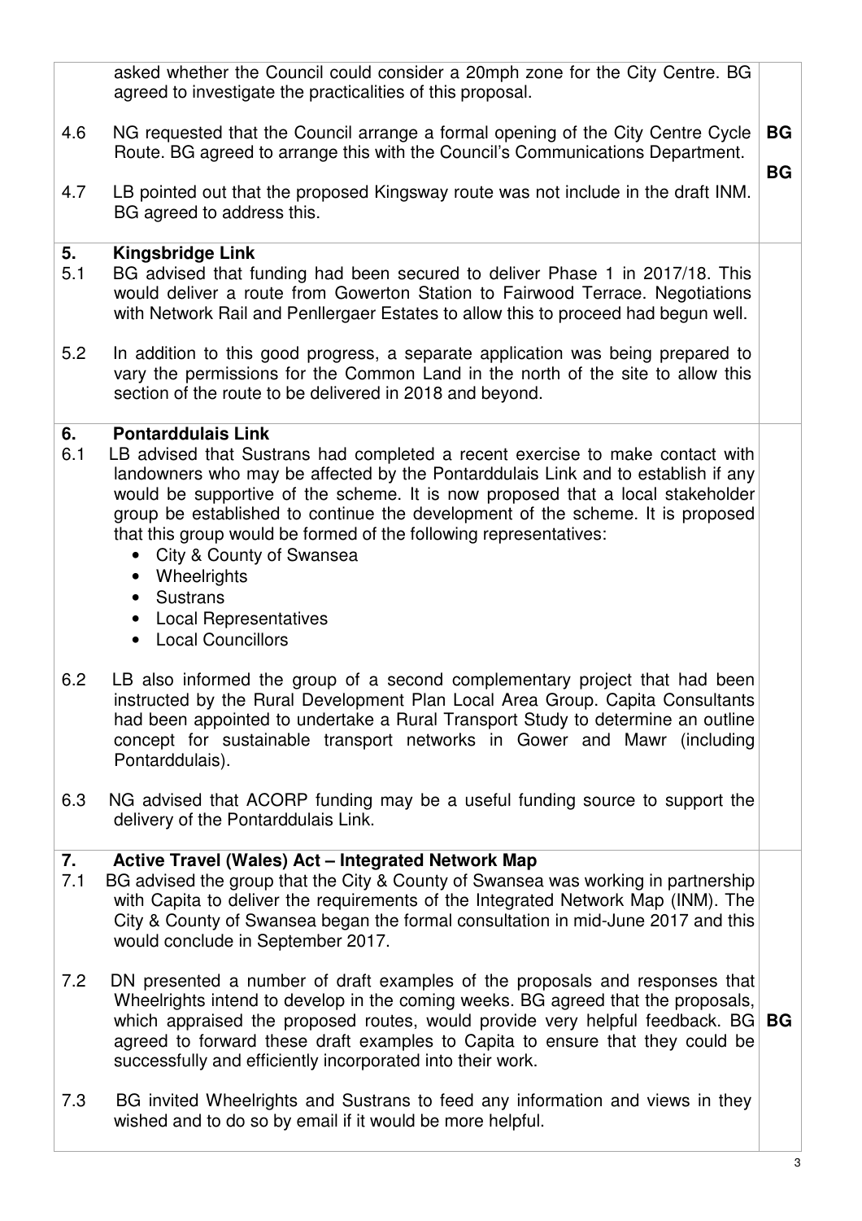| | | |
|---|---|---|
| | asked whether the Council could consider a 20mph zone for the City Centre. BG agreed to investigate the practicalities of this proposal. | |
| 4.6 | NG requested that the Council arrange a formal opening of the City Centre Cycle Route. BG agreed to arrange this with the Council's Communications Department. | **BG** |
| 4.7 | LB pointed out that the proposed Kingsway route was not include in the draft INM. BG agreed to address this. | **BG** |
| **5.** | **Kingsbridge Link** | |
| 5.1 | BG advised that funding had been secured to deliver Phase 1 in 2017/18. This would deliver a route from Gowerton Station to Fairwood Terrace. Negotiations with Network Rail and Penllergaer Estates to allow this to proceed had begun well. | |
| 5.2 | In addition to this good progress, a separate application was being prepared to vary the permissions for the Common Land in the north of the site to allow this section of the route to be delivered in 2018 and beyond. | |
| **6.** | **Pontarddulais Link** | |
| 6.1 | LB advised that Sustrans had completed a recent exercise to make contact with landowners who may be affected by the Pontarddulais Link and to establish if any would be supportive of the scheme. It is now proposed that a local stakeholder group be established to continue the development of the scheme. It is proposed that this group would be formed of the following representatives: <br>• City & County of Swansea <br>• Wheelrights <br>• Sustrans <br>• Local Representatives <br>• Local Councillors | |
| 6.2 | LB also informed the group of a second complementary project that had been instructed by the Rural Development Plan Local Area Group. Capita Consultants had been appointed to undertake a Rural Transport Study to determine an outline concept for sustainable transport networks in Gower and Mawr (including Pontarddulais). | |
| 6.3 | NG advised that ACORP funding may be a useful funding source to support the delivery of the Pontarddulais Link. | |
| **7.** | **Active Travel (Wales) Act – Integrated Network Map** | |
| 7.1 | BG advised the group that the City & County of Swansea was working in partnership with Capita to deliver the requirements of the Integrated Network Map (INM). The City & County of Swansea began the formal consultation in mid-June 2017 and this would conclude in September 2017. | |
| 7.2 | DN presented a number of draft examples of the proposals and responses that Wheelrights intend to develop in the coming weeks. BG agreed that the proposals, which appraised the proposed routes, would provide very helpful feedback. BG agreed to forward these draft examples to Capita to ensure that they could be successfully and efficiently incorporated into their work. | **BG** |
| 7.3 | BG invited Wheelrights and Sustrans to feed any information and views in they wished and to do so by email if it would be more helpful. | |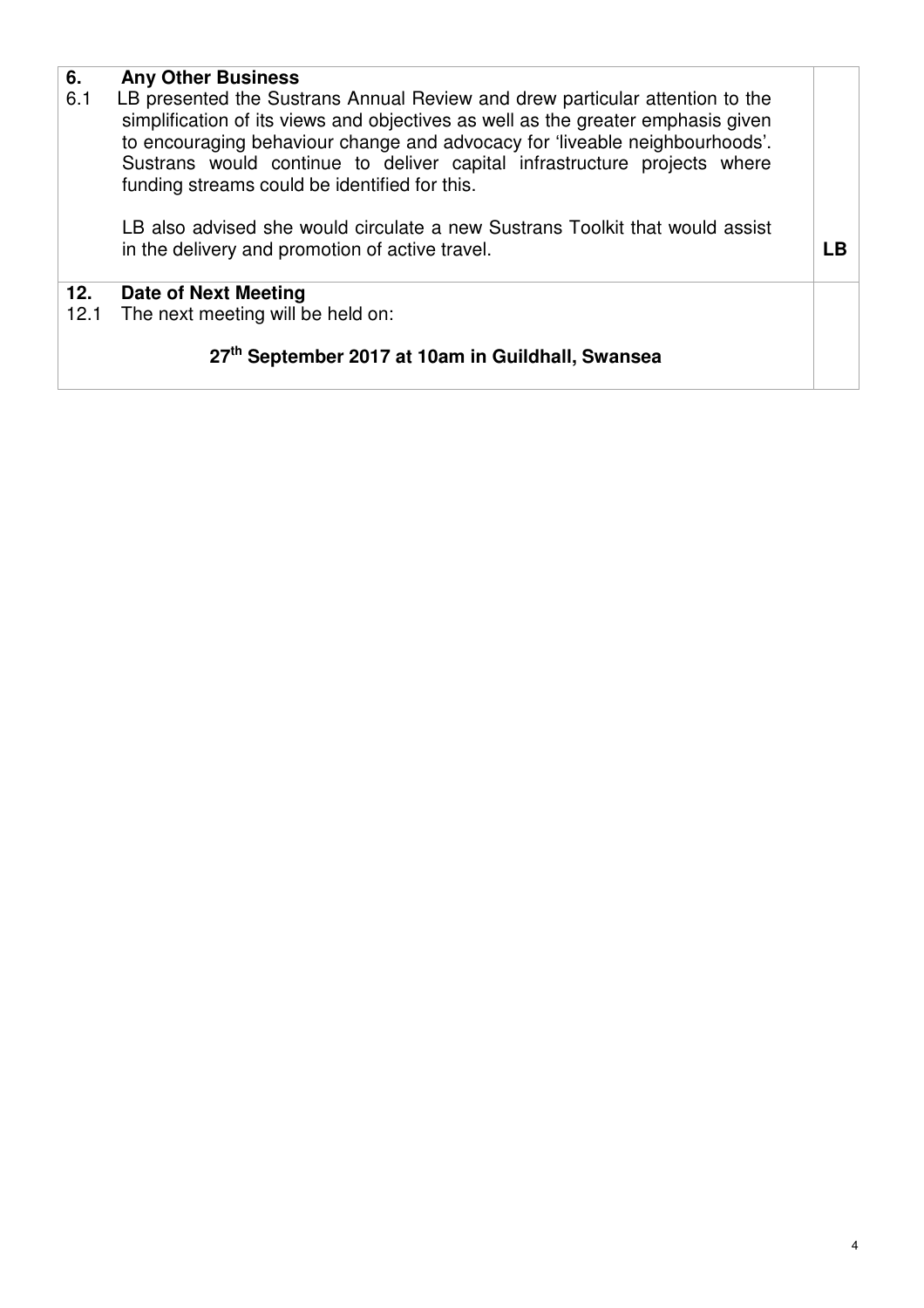| | | |
|---|---|---|
| **6.** | **Any Other Business** | |
| 6.1 | LB presented the Sustrans Annual Review and drew particular attention to the simplification of its views and objectives as well as the greater emphasis given to encouraging behaviour change and advocacy for 'liveable neighbourhoods'. Sustrans would continue to deliver capital infrastructure projects where funding streams could be identified for this.<br><br>LB also advised she would circulate a new Sustrans Toolkit that would assist in the delivery and promotion of active travel. | **LB** |
| **12.** | **Date of Next Meeting** | |
| 12.1 | The next meeting will be held on:<br><br>**27th September 2017 at 10am in Guildhall, Swansea** | |